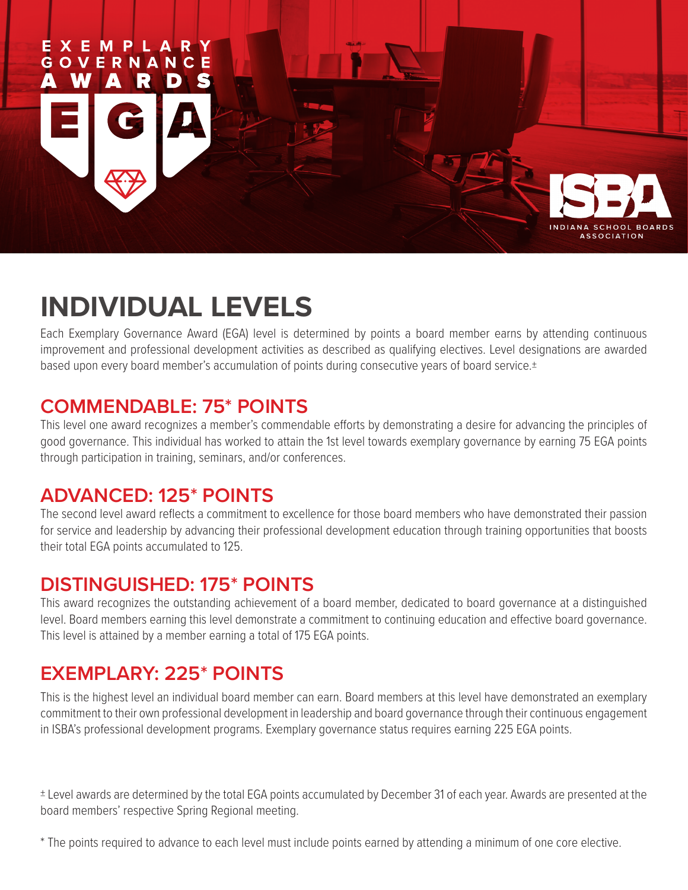# INDIVIDUAL LEVELS

Each Exemplary Governance Award (EGA) level is determined by points a board member earns by attending continuous improvement and professional development activities as described as qualifying electives. Level designations are awarded based upon every board member's accumulation of points during consecutive years of board service.±

## COMMENDABLE: 75* POINTS

This level one award recognizes a member's commendable efforts by demonstrating a desire for advancing the principles of good governance. This individual has worked to attain the 1st level towards exemplary governance by earning 75 EGA points through participation in training, seminars, and/or conferences.

## ADVANCED: 125* POINTS

The second level award reflects a commitment to excellence for those board members who have demonstrated their passion for service and leadership by advancing their professional development education through training opportunities that boosts their total EGA points accumulated to 125.

## DISTINGUISHED: 175* POINTS

This award recognizes the outstanding achievement of a board member, dedicated to board governance at a distinguished level. Board members earning this level demonstrate a commitment to continuing education and effective board governance. This level is attained by a member earning a total of 175 EGA points.

## EXEMPLARY: 225* POINTS

This is the highest level an individual board member can earn. Board members at this level have demonstrated an exemplary commitment to their own professional development in leadership and board governance through their continuous engagement in ISBA's professional development programs. Exemplary governance status requires earning 225 EGA points.

± Level awards are determined by the total EGA points accumulated by December 31 of each year. Awards are presented at the board members' respective Spring Regional meeting.

* The points required to advance to each level must include points earned by attending a minimum of one core elective.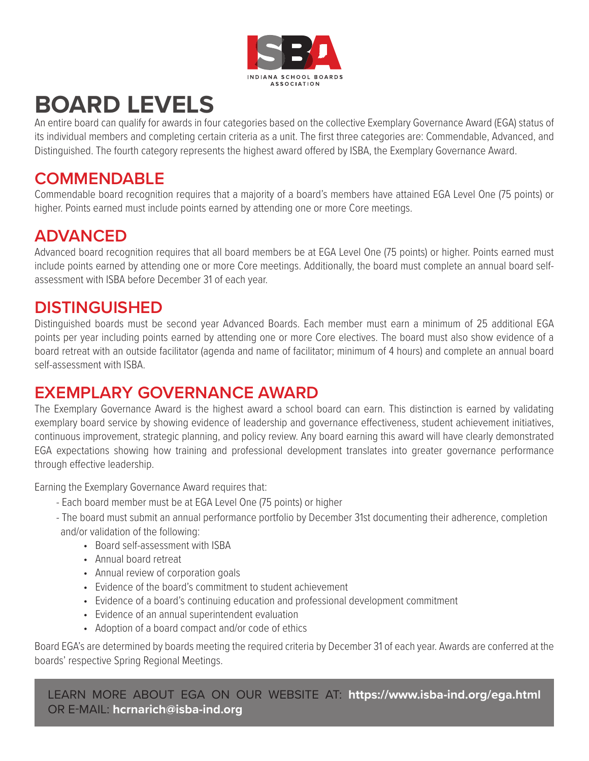INDIANA SCHOOL BOARDS ASSOCIATION

# BOARD LEVELS

An entire board can qualify for awards in four categories based on the collective Exemplary Governance Award (EGA) status of its individual members and completing certain criteria as a unit. The first three categories are: Commendable, Advanced, and Distinguished. The fourth category represents the highest award offered by ISBA, the Exemplary Governance Award.

## COMMENDABLE

Commendable board recognition requires that a majority of a board's members have attained EGA Level One (75 points) or higher. Points earned must include points earned by attending one or more Core meetings.

## ADVANCED

Advanced board recognition requires that all board members be at EGA Level One (75 points) or higher. Points earned must include points earned by attending one or more Core meetings. Additionally, the board must complete an annual board self-assessment with ISBA before December 31 of each year.

## DISTINGUISHED

Distinguished boards must be second year Advanced Boards. Each member must earn a minimum of 25 additional EGA points per year including points earned by attending one or more Core electives. The board must also show evidence of a board retreat with an outside facilitator (agenda and name of facilitator; minimum of 4 hours) and complete an annual board self-assessment with ISBA.

## EXEMPLARY GOVERNANCE AWARD

The Exemplary Governance Award is the highest award a school board can earn. This distinction is earned by validating exemplary board service by showing evidence of leadership and governance effectiveness, student achievement initiatives, continuous improvement, strategic planning, and policy review. Any board earning this award will have clearly demonstrated EGA expectations showing how training and professional development translates into greater governance performance through effective leadership.

Earning the Exemplary Governance Award requires that:

- Each board member must be at EGA Level One (75 points) or higher
- The board must submit an annual performance portfolio by December 31st documenting their adherence, completion and/or validation of the following:
  - Board self-assessment with ISBA
  - Annual board retreat
  - Annual review of corporation goals
  - Evidence of the board's commitment to student achievement
  - Evidence of a board's continuing education and professional development commitment
  - Evidence of an annual superintendent evaluation
  - Adoption of a board compact and/or code of ethics

Board EGA's are determined by boards meeting the required criteria by December 31 of each year. Awards are conferred at the boards' respective Spring Regional Meetings.

LEARN MORE ABOUT EGA ON OUR WEBSITE AT: **https://www.isba-ind.org/ega.html**
OR E-MAIL: **hcrnarich@isba-ind.org**